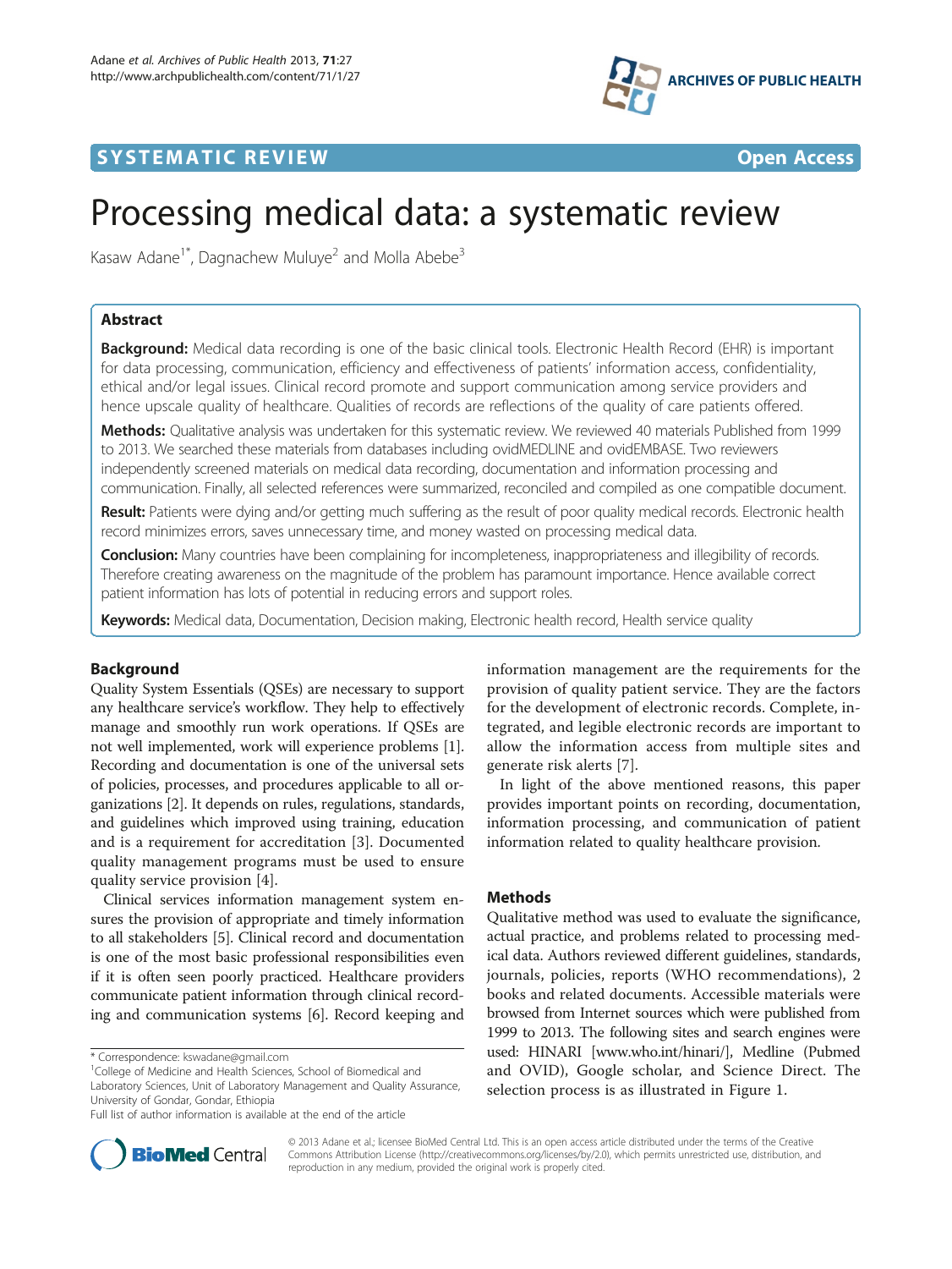SYSTEMATIC REVIEW Open Access

# Processing medical data: a systematic review

Kasaw Adane[1*], Dagnachew Muluye[2] and Molla Abebe[3]

## Abstract

**Background:** Medical data recording is one of the basic clinical tools. Electronic Health Record (EHR) is important for data processing, communication, efficiency and effectiveness of patients' information access, confidentiality, ethical and/or legal issues. Clinical record promote and support communication among service providers and hence upscale quality of healthcare. Qualities of records are reflections of the quality of care patients offered.

**Methods:** Qualitative analysis was undertaken for this systematic review. We reviewed 40 materials Published from 1999 to 2013. We searched these materials from databases including ovidMEDLINE and ovidEMBASE. Two reviewers independently screened materials on medical data recording, documentation and information processing and communication. Finally, all selected references were summarized, reconciled and compiled as one compatible document.

**Result:** Patients were dying and/or getting much suffering as the result of poor quality medical records. Electronic health record minimizes errors, saves unnecessary time, and money wasted on processing medical data.

**Conclusion:** Many countries have been complaining for incompleteness, inappropriateness and illegibility of records. Therefore creating awareness on the magnitude of the problem has paramount importance. Hence available correct patient information has lots of potential in reducing errors and support roles.

**Keywords:** Medical data, Documentation, Decision making, Electronic health record, Health service quality

## Background

Quality System Essentials (QSEs) are necessary to support any healthcare service's workflow. They help to effectively manage and smoothly run work operations. If QSEs are not well implemented, work will experience problems [1]. Recording and documentation is one of the universal sets of policies, processes, and procedures applicable to all organizations [2]. It depends on rules, regulations, standards, and guidelines which improved using training, education and is a requirement for accreditation [3]. Documented quality management programs must be used to ensure quality service provision [4].

Clinical services information management system ensures the provision of appropriate and timely information to all stakeholders [5]. Clinical record and documentation is one of the most basic professional responsibilities even if it is often seen poorly practiced. Healthcare providers communicate patient information through clinical recording and communication systems [6]. Record keeping and information management are the requirements for the provision of quality patient service. They are the factors for the development of electronic records. Complete, integrated, and legible electronic records are important to allow the information access from multiple sites and generate risk alerts [7].

In light of the above mentioned reasons, this paper provides important points on recording, documentation, information processing, and communication of patient information related to quality healthcare provision.

## Methods

Qualitative method was used to evaluate the significance, actual practice, and problems related to processing medical data. Authors reviewed different guidelines, standards, journals, policies, reports (WHO recommendations), 2 books and related documents. Accessible materials were browsed from Internet sources which were published from 1999 to 2013. The following sites and search engines were used: HINARI [www.who.int/hinari/], Medline (Pubmed and OVID), Google scholar, and Science Direct. The selection process is as illustrated in Figure 1.

\* Correspondence: kswadane@gmail.com
[1]College of Medicine and Health Sciences, School of Biomedical and Laboratory Sciences, Unit of Laboratory Management and Quality Assurance, University of Gondar, Gondar, Ethiopia
Full list of author information is available at the end of the article

© 2013 Adane et al.; licensee BioMed Central Ltd. This is an open access article distributed under the terms of the Creative Commons Attribution License (http://creativecommons.org/licenses/by/2.0), which permits unrestricted use, distribution, and reproduction in any medium, provided the original work is properly cited.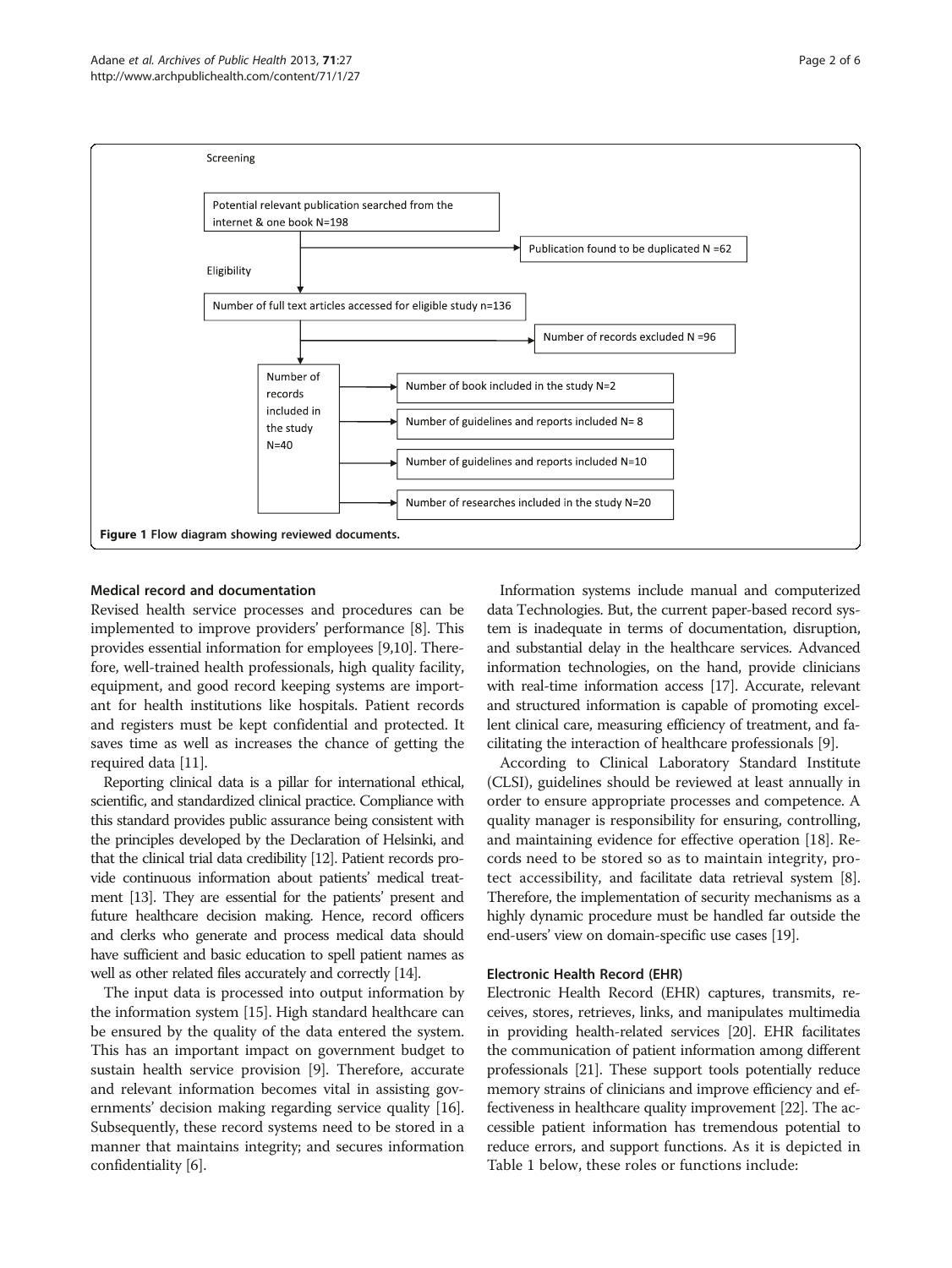Screening

Potential relevant publication searched from the internet & one book N=198

Publication found to be duplicated N =62

Eligibility

Number of full text articles accessed for eligible study n=136

Number of records excluded N =96

Number of records included in the study N=40

Number of book included in the study N=2

Number of guidelines and reports included N= 8

Number of guidelines and reports included N=10

Number of researches included in the study N=20

**Figure 1 Flow diagram showing reviewed documents.**

### Medical record and documentation

Revised health service processes and procedures can be implemented to improve providers' performance [8]. This provides essential information for employees [9,10]. Therefore, well-trained health professionals, high quality facility, equipment, and good record keeping systems are important for health institutions like hospitals. Patient records and registers must be kept confidential and protected. It saves time as well as increases the chance of getting the required data [11].

Reporting clinical data is a pillar for international ethical, scientific, and standardized clinical practice. Compliance with this standard provides public assurance being consistent with the principles developed by the Declaration of Helsinki, and that the clinical trial data credibility [12]. Patient records provide continuous information about patients' medical treatment [13]. They are essential for the patients' present and future healthcare decision making. Hence, record officers and clerks who generate and process medical data should have sufficient and basic education to spell patient names as well as other related files accurately and correctly [14].

The input data is processed into output information by the information system [15]. High standard healthcare can be ensured by the quality of the data entered the system. This has an important impact on government budget to sustain health service provision [9]. Therefore, accurate and relevant information becomes vital in assisting governments' decision making regarding service quality [16]. Subsequently, these record systems need to be stored in a manner that maintains integrity; and secures information confidentiality [6].

Information systems include manual and computerized data Technologies. But, the current paper-based record system is inadequate in terms of documentation, disruption, and substantial delay in the healthcare services. Advanced information technologies, on the hand, provide clinicians with real-time information access [17]. Accurate, relevant and structured information is capable of promoting excellent clinical care, measuring efficiency of treatment, and facilitating the interaction of healthcare professionals [9].

According to Clinical Laboratory Standard Institute (CLSI), guidelines should be reviewed at least annually in order to ensure appropriate processes and competence. A quality manager is responsibility for ensuring, controlling, and maintaining evidence for effective operation [18]. Records need to be stored so as to maintain integrity, protect accessibility, and facilitate data retrieval system [8]. Therefore, the implementation of security mechanisms as a highly dynamic procedure must be handled far outside the end-users' view on domain-specific use cases [19].

### Electronic Health Record (EHR)

Electronic Health Record (EHR) captures, transmits, receives, stores, retrieves, links, and manipulates multimedia in providing health-related services [20]. EHR facilitates the communication of patient information among different professionals [21]. These support tools potentially reduce memory strains of clinicians and improve efficiency and effectiveness in healthcare quality improvement [22]. The accessible patient information has tremendous potential to reduce errors, and support functions. As it is depicted in Table 1 below, these roles or functions include: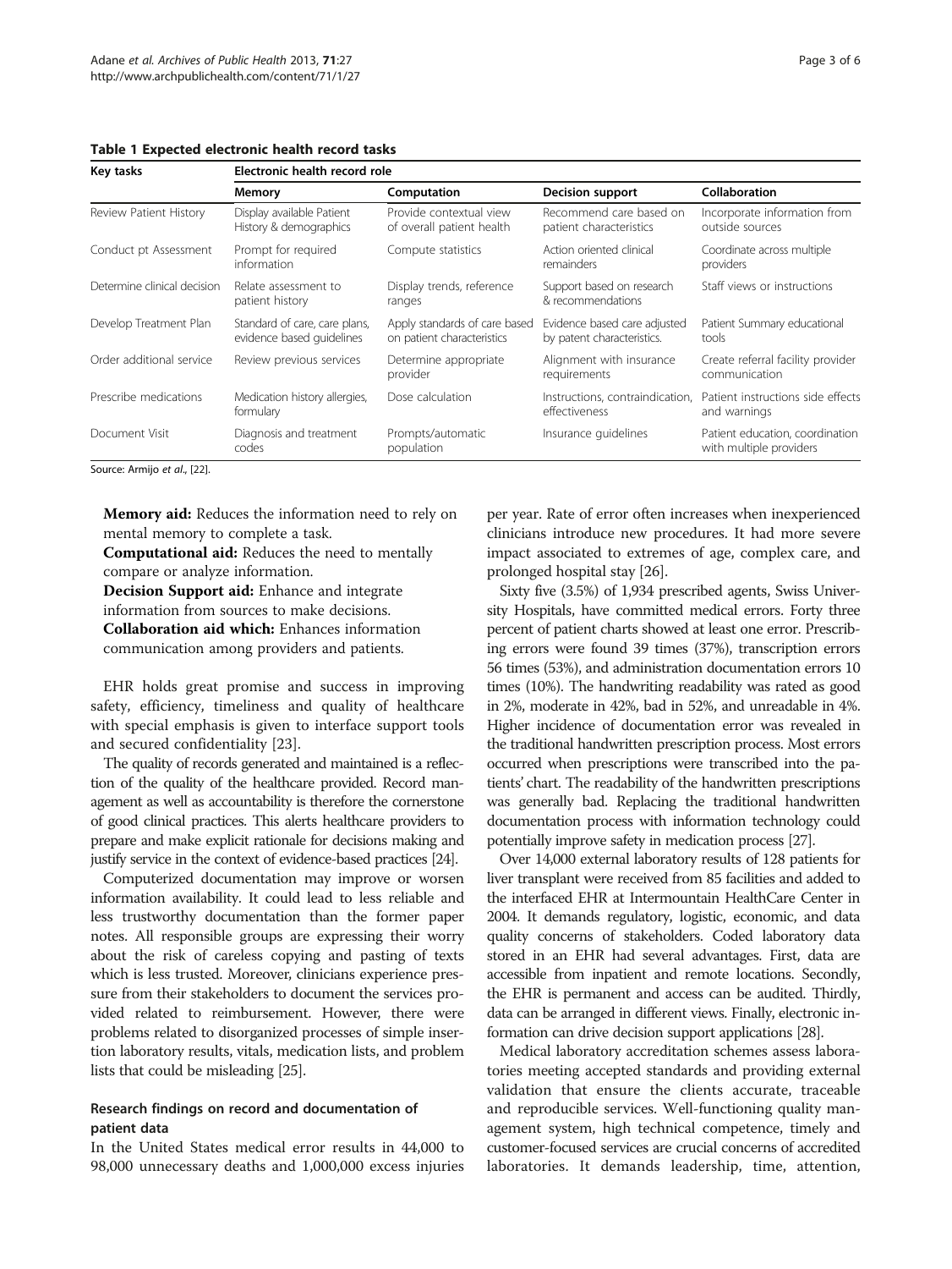**Table 1 Expected electronic health record tasks**

| Key tasks | Electronic health record role | | | |
|---|---|---|---|---|
| | **Memory** | **Computation** | **Decision support** | **Collaboration** |
| Review Patient History | Display available Patient History & demographics | Provide contextual view of overall patient health | Recommend care based on patient characteristics | Incorporate information from outside sources |
| Conduct pt Assessment | Prompt for required information | Compute statistics | Action oriented clinical remainders | Coordinate across multiple providers |
| Determine clinical decision | Relate assessment to patient history | Display trends, reference ranges | Support based on research & recommendations | Staff views or instructions |
| Develop Treatment Plan | Standard of care, care plans, evidence based guidelines | Apply standards of care based on patient characteristics | Evidence based care adjusted by patent characteristics. | Patient Summary educational tools |
| Order additional service | Review previous services | Determine appropriate provider | Alignment with insurance requirements | Create referral facility provider communication |
| Prescribe medications | Medication history allergies, formulary | Dose calculation | Instructions, contraindication, effectiveness | Patient instructions side effects and warnings |
| Document Visit | Diagnosis and treatment codes | Prompts/automatic population | Insurance guidelines | Patient education, coordination with multiple providers |

Source: Armijo *et al*., [22].

**Memory aid:** Reduces the information need to rely on mental memory to complete a task.

**Computational aid:** Reduces the need to mentally compare or analyze information.

**Decision Support aid:** Enhance and integrate information from sources to make decisions.

**Collaboration aid which:** Enhances information communication among providers and patients.

EHR holds great promise and success in improving safety, efficiency, timeliness and quality of healthcare with special emphasis is given to interface support tools and secured confidentiality [23].

The quality of records generated and maintained is a reflection of the quality of the healthcare provided. Record management as well as accountability is therefore the cornerstone of good clinical practices. This alerts healthcare providers to prepare and make explicit rationale for decisions making and justify service in the context of evidence-based practices [24].

Computerized documentation may improve or worsen information availability. It could lead to less reliable and less trustworthy documentation than the former paper notes. All responsible groups are expressing their worry about the risk of careless copying and pasting of texts which is less trusted. Moreover, clinicians experience pressure from their stakeholders to document the services provided related to reimbursement. However, there were problems related to disorganized processes of simple insertion laboratory results, vitals, medication lists, and problem lists that could be misleading [25].

### Research findings on record and documentation of patient data

In the United States medical error results in 44,000 to 98,000 unnecessary deaths and 1,000,000 excess injuries per year. Rate of error often increases when inexperienced clinicians introduce new procedures. It had more severe impact associated to extremes of age, complex care, and prolonged hospital stay [26].

Sixty five (3.5%) of 1,934 prescribed agents, Swiss University Hospitals, have committed medical errors. Forty three percent of patient charts showed at least one error. Prescribing errors were found 39 times (37%), transcription errors 56 times (53%), and administration documentation errors 10 times (10%). The handwriting readability was rated as good in 2%, moderate in 42%, bad in 52%, and unreadable in 4%. Higher incidence of documentation error was revealed in the traditional handwritten prescription process. Most errors occurred when prescriptions were transcribed into the patients' chart. The readability of the handwritten prescriptions was generally bad. Replacing the traditional handwritten documentation process with information technology could potentially improve safety in medication process [27].

Over 14,000 external laboratory results of 128 patients for liver transplant were received from 85 facilities and added to the interfaced EHR at Intermountain HealthCare Center in 2004. It demands regulatory, logistic, economic, and data quality concerns of stakeholders. Coded laboratory data stored in an EHR had several advantages. First, data are accessible from inpatient and remote locations. Secondly, the EHR is permanent and access can be audited. Thirdly, data can be arranged in different views. Finally, electronic information can drive decision support applications [28].

Medical laboratory accreditation schemes assess laboratories meeting accepted standards and providing external validation that ensure the clients accurate, traceable and reproducible services. Well-functioning quality management system, high technical competence, timely and customer-focused services are crucial concerns of accredited laboratories. It demands leadership, time, attention,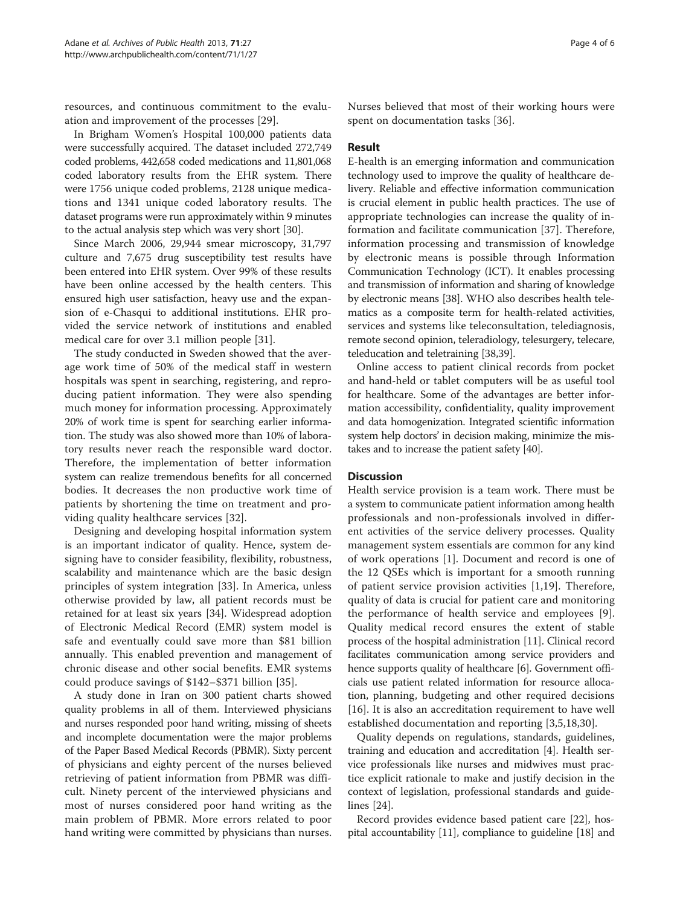resources, and continuous commitment to the evaluation and improvement of the processes [29].

In Brigham Women's Hospital 100,000 patients data were successfully acquired. The dataset included 272,749 coded problems, 442,658 coded medications and 11,801,068 coded laboratory results from the EHR system. There were 1756 unique coded problems, 2128 unique medications and 1341 unique coded laboratory results. The dataset programs were run approximately within 9 minutes to the actual analysis step which was very short [30].

Since March 2006, 29,944 smear microscopy, 31,797 culture and 7,675 drug susceptibility test results have been entered into EHR system. Over 99% of these results have been online accessed by the health centers. This ensured high user satisfaction, heavy use and the expansion of e-Chasqui to additional institutions. EHR provided the service network of institutions and enabled medical care for over 3.1 million people [31].

The study conducted in Sweden showed that the average work time of 50% of the medical staff in western hospitals was spent in searching, registering, and reproducing patient information. They were also spending much money for information processing. Approximately 20% of work time is spent for searching earlier information. The study was also showed more than 10% of laboratory results never reach the responsible ward doctor. Therefore, the implementation of better information system can realize tremendous benefits for all concerned bodies. It decreases the non productive work time of patients by shortening the time on treatment and providing quality healthcare services [32].

Designing and developing hospital information system is an important indicator of quality. Hence, system designing have to consider feasibility, flexibility, robustness, scalability and maintenance which are the basic design principles of system integration [33]. In America, unless otherwise provided by law, all patient records must be retained for at least six years [34]. Widespread adoption of Electronic Medical Record (EMR) system model is safe and eventually could save more than $81 billion annually. This enabled prevention and management of chronic disease and other social benefits. EMR systems could produce savings of $142–$371 billion [35].

A study done in Iran on 300 patient charts showed quality problems in all of them. Interviewed physicians and nurses responded poor hand writing, missing of sheets and incomplete documentation were the major problems of the Paper Based Medical Records (PBMR). Sixty percent of physicians and eighty percent of the nurses believed retrieving of patient information from PBMR was difficult. Ninety percent of the interviewed physicians and most of nurses considered poor hand writing as the main problem of PBMR. More errors related to poor hand writing were committed by physicians than nurses. Nurses believed that most of their working hours were spent on documentation tasks [36].

## Result

E-health is an emerging information and communication technology used to improve the quality of healthcare delivery. Reliable and effective information communication is crucial element in public health practices. The use of appropriate technologies can increase the quality of information and facilitate communication [37]. Therefore, information processing and transmission of knowledge by electronic means is possible through Information Communication Technology (ICT). It enables processing and transmission of information and sharing of knowledge by electronic means [38]. WHO also describes health telematics as a composite term for health-related activities, services and systems like teleconsultation, telediagnosis, remote second opinion, teleradiology, telesurgery, telecare, teleducation and teletraining [38,39].

Online access to patient clinical records from pocket and hand-held or tablet computers will be as useful tool for healthcare. Some of the advantages are better information accessibility, confidentiality, quality improvement and data homogenization. Integrated scientific information system help doctors' in decision making, minimize the mistakes and to increase the patient safety [40].

## Discussion

Health service provision is a team work. There must be a system to communicate patient information among health professionals and non-professionals involved in different activities of the service delivery processes. Quality management system essentials are common for any kind of work operations [1]. Document and record is one of the 12 QSEs which is important for a smooth running of patient service provision activities [1,19]. Therefore, quality of data is crucial for patient care and monitoring the performance of health service and employees [9]. Quality medical record ensures the extent of stable process of the hospital administration [11]. Clinical record facilitates communication among service providers and hence supports quality of healthcare [6]. Government officials use patient related information for resource allocation, planning, budgeting and other required decisions [16]. It is also an accreditation requirement to have well established documentation and reporting [3,5,18,30].

Quality depends on regulations, standards, guidelines, training and education and accreditation [4]. Health service professionals like nurses and midwives must practice explicit rationale to make and justify decision in the context of legislation, professional standards and guidelines [24].

Record provides evidence based patient care [22], hospital accountability [11], compliance to guideline [18] and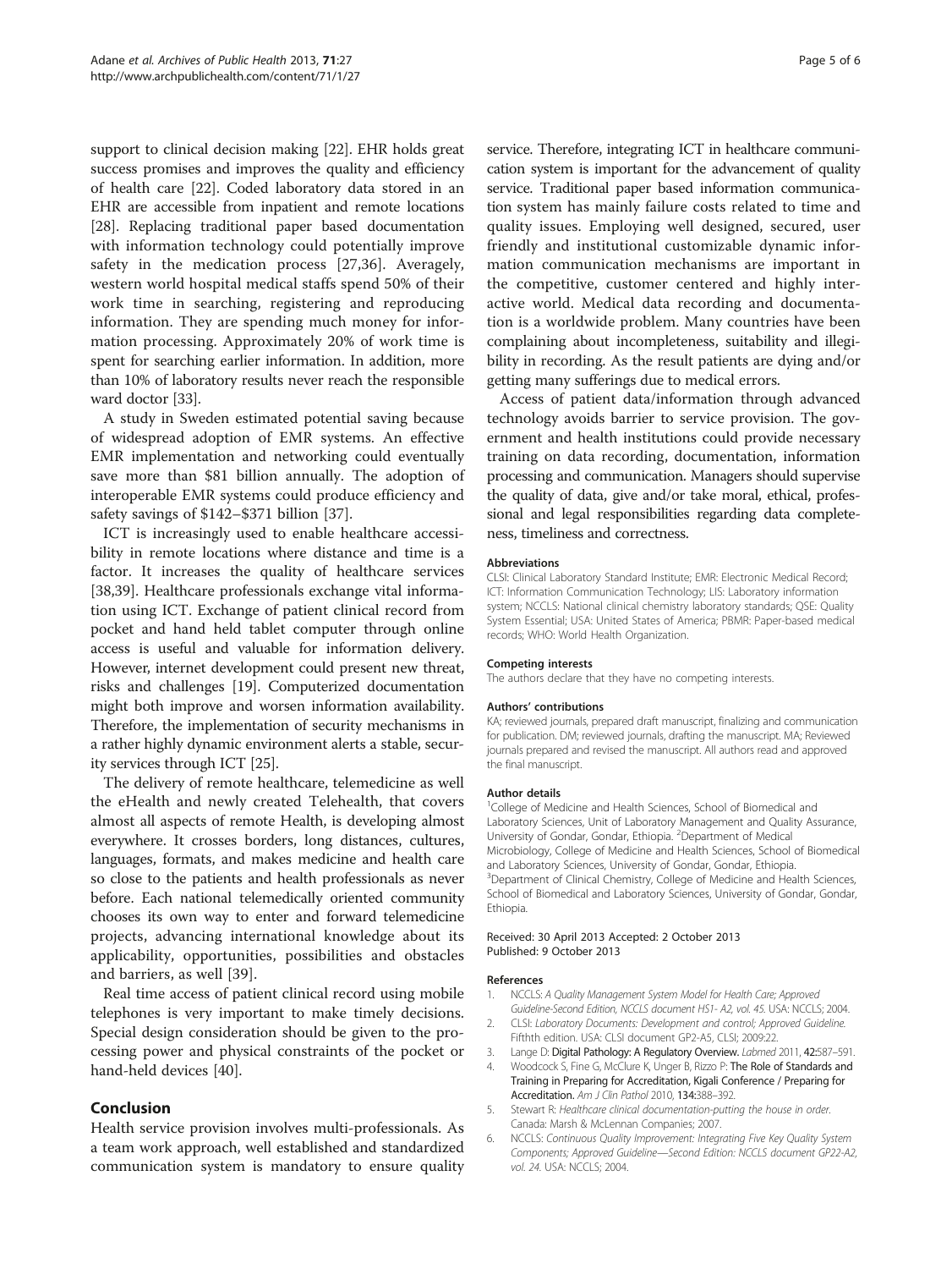support to clinical decision making [22]. EHR holds great success promises and improves the quality and efficiency of health care [22]. Coded laboratory data stored in an EHR are accessible from inpatient and remote locations [28]. Replacing traditional paper based documentation with information technology could potentially improve safety in the medication process [27,36]. Averagely, western world hospital medical staffs spend 50% of their work time in searching, registering and reproducing information. They are spending much money for information processing. Approximately 20% of work time is spent for searching earlier information. In addition, more than 10% of laboratory results never reach the responsible ward doctor [33].

A study in Sweden estimated potential saving because of widespread adoption of EMR systems. An effective EMR implementation and networking could eventually save more than $81 billion annually. The adoption of interoperable EMR systems could produce efficiency and safety savings of $142–$371 billion [37].

ICT is increasingly used to enable healthcare accessibility in remote locations where distance and time is a factor. It increases the quality of healthcare services [38,39]. Healthcare professionals exchange vital information using ICT. Exchange of patient clinical record from pocket and hand held tablet computer through online access is useful and valuable for information delivery. However, internet development could present new threat, risks and challenges [19]. Computerized documentation might both improve and worsen information availability. Therefore, the implementation of security mechanisms in a rather highly dynamic environment alerts a stable, security services through ICT [25].

The delivery of remote healthcare, telemedicine as well the eHealth and newly created Telehealth, that covers almost all aspects of remote Health, is developing almost everywhere. It crosses borders, long distances, cultures, languages, formats, and makes medicine and health care so close to the patients and health professionals as never before. Each national telemedically oriented community chooses its own way to enter and forward telemedicine projects, advancing international knowledge about its applicability, opportunities, possibilities and obstacles and barriers, as well [39].

Real time access of patient clinical record using mobile telephones is very important to make timely decisions. Special design consideration should be given to the processing power and physical constraints of the pocket or hand-held devices [40].

## Conclusion

Health service provision involves multi-professionals. As a team work approach, well established and standardized communication system is mandatory to ensure quality service. Therefore, integrating ICT in healthcare communication system is important for the advancement of quality service. Traditional paper based information communication system has mainly failure costs related to time and quality issues. Employing well designed, secured, user friendly and institutional customizable dynamic information communication mechanisms are important in the competitive, customer centered and highly interactive world. Medical data recording and documentation is a worldwide problem. Many countries have been complaining about incompleteness, suitability and illegibility in recording. As the result patients are dying and/or getting many sufferings due to medical errors.

Access of patient data/information through advanced technology avoids barrier to service provision. The government and health institutions could provide necessary training on data recording, documentation, information processing and communication. Managers should supervise the quality of data, give and/or take moral, ethical, professional and legal responsibilities regarding data completeness, timeliness and correctness.

#### Abbreviations

CLSI: Clinical Laboratory Standard Institute; EMR: Electronic Medical Record; ICT: Information Communication Technology; LIS: Laboratory information system; NCCLS: National clinical chemistry laboratory standards; QSE: Quality System Essential; USA: United States of America; PBMR: Paper-based medical records; WHO: World Health Organization.

#### Competing interests

The authors declare that they have no competing interests.

#### Authors' contributions

KA; reviewed journals, prepared draft manuscript, finalizing and communication for publication. DM; reviewed journals, drafting the manuscript. MA; Reviewed journals prepared and revised the manuscript. All authors read and approved the final manuscript.

#### Author details

[1]College of Medicine and Health Sciences, School of Biomedical and Laboratory Sciences, Unit of Laboratory Management and Quality Assurance, University of Gondar, Gondar, Ethiopia. [2]Department of Medical Microbiology, College of Medicine and Health Sciences, School of Biomedical and Laboratory Sciences, University of Gondar, Gondar, Ethiopia. [3]Department of Clinical Chemistry, College of Medicine and Health Sciences, School of Biomedical and Laboratory Sciences, University of Gondar, Gondar, Ethiopia.

Received: 30 April 2013 Accepted: 2 October 2013
Published: 9 October 2013

#### References

1. NCCLS: *A Quality Management System Model for Health Care; Approved Guideline-Second Edition, NCCLS document HS1- A2, vol. 45.* USA: NCCLS; 2004.
2. CLSI: *Laboratory Documents: Development and control; Approved Guideline.* Fifthth edition. USA: CLSI document GP2-A5, CLSI; 2009:22.
3. Lange D: **Digital Pathology: A Regulatory Overview.** *Labmed* 2011, **42:**587–591.
4. Woodcock S, Fine G, McClure K, Unger B, Rizzo P: **The Role of Standards and Training in Preparing for Accreditation, Kigali Conference / Preparing for Accreditation.** *Am J Clin Pathol* 2010, **134:**388–392.
5. Stewart R: *Healthcare clinical documentation-putting the house in order.* Canada: Marsh & McLennan Companies; 2007.
6. NCCLS: *Continuous Quality Improvement: Integrating Five Key Quality System Components; Approved Guideline—Second Edition: NCCLS document GP22-A2, vol. 24.* USA: NCCLS; 2004.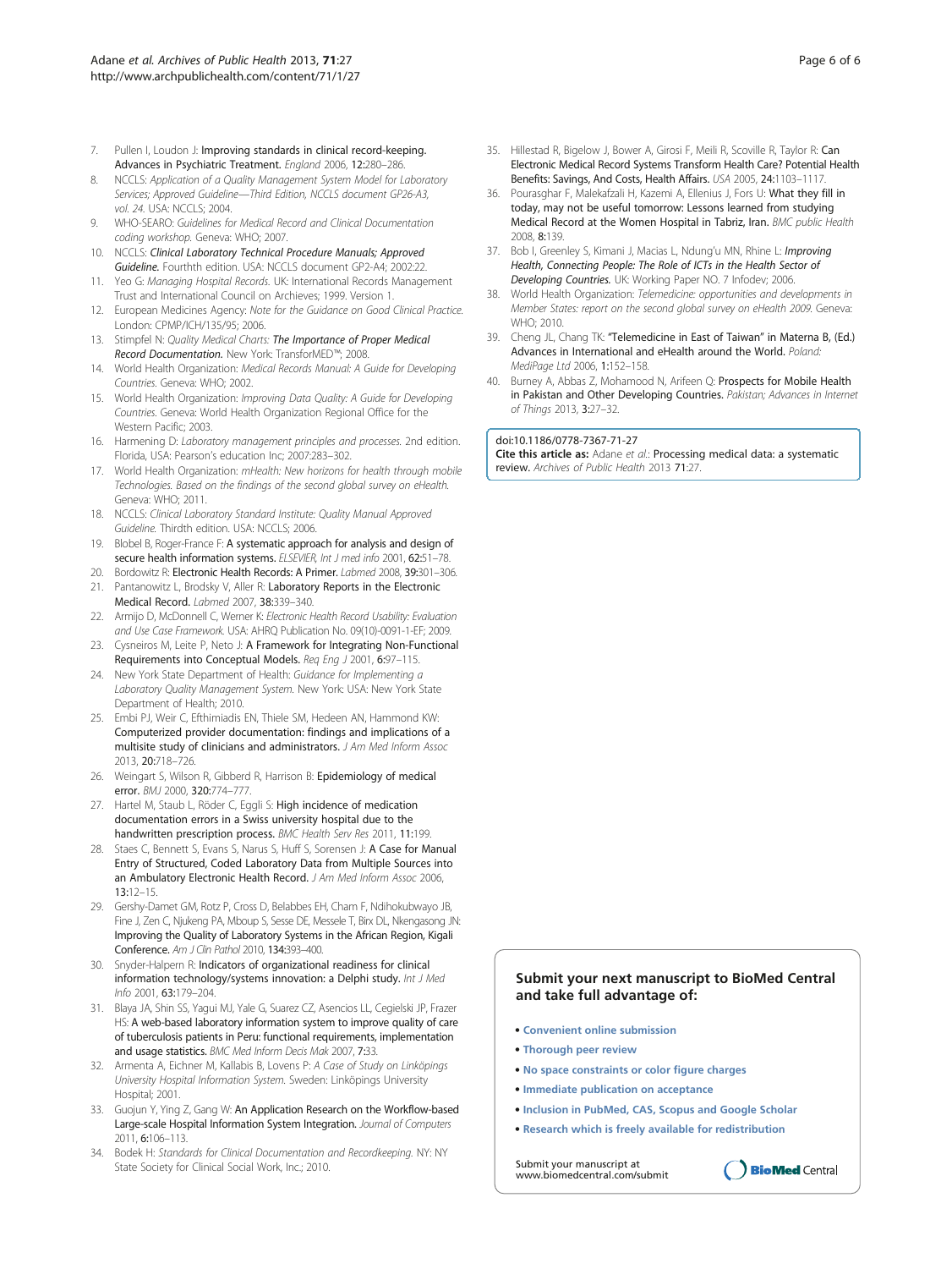7. Pullen I, Loudon J: **Improving standards in clinical record-keeping. Advances in Psychiatric Treatment.** *England* 2006, **12:**280–286.
8. NCCLS: *Application of a Quality Management System Model for Laboratory Services; Approved Guideline—Third Edition, NCCLS document GP26-A3, vol. 24.* USA: NCCLS; 2004.
9. WHO-SEARO: *Guidelines for Medical Record and Clinical Documentation coding workshop.* Geneva: WHO; 2007.
10. NCCLS: ***Clinical Laboratory Technical Procedure Manuals; Approved Guideline.*** Fourthth edition. USA: NCCLS document GP2-A4; 2002:22.
11. Yeo G: *Managing Hospital Records.* UK: International Records Management Trust and International Council on Archieves; 1999. Version 1.
12. European Medicines Agency: *Note for the Guidance on Good Clinical Practice.* London: CPMP/ICH/135/95; 2006.
13. Stimpfel N: *Quality Medical Charts:* ***The Importance of Proper Medical Record Documentation.*** New York: TransforMED™; 2008.
14. World Health Organization: *Medical Records Manual: A Guide for Developing Countries.* Geneva: WHO; 2002.
15. World Health Organization: *Improving Data Quality: A Guide for Developing Countries.* Geneva: World Health Organization Regional Office for the Western Pacific; 2003.
16. Harmening D: *Laboratory management principles and processes.* 2nd edition. Florida, USA: Pearson's education Inc; 2007:283–302.
17. World Health Organization: *mHealth: New horizons for health through mobile Technologies. Based on the findings of the second global survey on eHealth.* Geneva: WHO; 2011.
18. NCCLS: *Clinical Laboratory Standard Institute: Quality Manual Approved Guideline.* Thirdth edition. USA: NCCLS; 2006.
19. Blobel B, Roger-France F: **A systematic approach for analysis and design of secure health information systems.** *ELSEVIER, Int J med info* 2001, **62:**51–78.
20. Bordowitz R: **Electronic Health Records: A Primer.** *Labmed* 2008, **39:**301–306.
21. Pantanowitz L, Brodsky V, Aller R: **Laboratory Reports in the Electronic Medical Record.** *Labmed* 2007, **38:**339–340.
22. Armijo D, McDonnell C, Werner K: *Electronic Health Record Usability: Evaluation and Use Case Framework.* USA: AHRQ Publication No. 09(10)-0091-1-EF; 2009.
23. Cysneiros M, Leite P, Neto J: **A Framework for Integrating Non-Functional Requirements into Conceptual Models.** *Req Eng J* 2001, **6:**97–115.
24. New York State Department of Health: *Guidance for Implementing a Laboratory Quality Management System.* New York: USA: New York State Department of Health; 2010.
25. Embi PJ, Weir C, Efthimiadis EN, Thiele SM, Hedeen AN, Hammond KW: **Computerized provider documentation: findings and implications of a multisite study of clinicians and administrators.** *J Am Med Inform Assoc* 2013, **20:**718–726.
26. Weingart S, Wilson R, Gibberd R, Harrison B: **Epidemiology of medical error.** *BMJ* 2000, **320:**774–777.
27. Hartel M, Staub L, Röder C, Eggli S: **High incidence of medication documentation errors in a Swiss university hospital due to the handwritten prescription process.** *BMC Health Serv Res* 2011, **11:**199.
28. Staes C, Bennett S, Evans S, Narus S, Huff S, Sorensen J: **A Case for Manual Entry of Structured, Coded Laboratory Data from Multiple Sources into an Ambulatory Electronic Health Record.** *J Am Med Inform Assoc* 2006, **13:**12–15.
29. Gershy-Damet GM, Rotz P, Cross D, Belabbes EH, Cham F, Ndihokubwayo JB, Fine J, Zen C, Njukeng PA, Mboup S, Sesse DE, Messele T, Birx DL, Nkengasong JN: **Improving the Quality of Laboratory Systems in the African Region, Kigali Conference.** *Am J Clin Pathol* 2010, **134:**393–400.
30. Snyder-Halpern R: **Indicators of organizational readiness for clinical information technology/systems innovation: a Delphi study.** *Int J Med Info* 2001, **63:**179–204.
31. Blaya JA, Shin SS, Yagui MJ, Yale G, Suarez CZ, Asencios LL, Cegielski JP, Frazer HS: **A web-based laboratory information system to improve quality of care of tuberculosis patients in Peru: functional requirements, implementation and usage statistics.** *BMC Med Inform Decis Mak* 2007, **7:**33.
32. Armenta A, Eichner M, Kallabis B, Lovens P: *A Case of Study on Linköpings University Hospital Information System.* Sweden: Linköpings University Hospital; 2001.
33. Guojun Y, Ying Z, Gang W: **An Application Research on the Workflow-based Large-scale Hospital Information System Integration.** *Journal of Computers* 2011, **6:**106–113.
34. Bodek H: *Standards for Clinical Documentation and Recordkeeping.* NY: NY State Society for Clinical Social Work, Inc.; 2010.
35. Hillestad R, Bigelow J, Bower A, Girosi F, Meili R, Scoville R, Taylor R: **Can Electronic Medical Record Systems Transform Health Care? Potential Health Benefits: Savings, And Costs, Health Affairs.** *USA* 2005, **24:**1103–1117.
36. Pourasghar F, Malekafzali H, Kazemi A, Ellenius J, Fors U: **What they fill in today, may not be useful tomorrow: Lessons learned from studying Medical Record at the Women Hospital in Tabriz, Iran.** *BMC public Health* 2008, **8:**139.
37. Bob I, Greenley S, Kimani J, Macias L, Ndung'u MN, Rhine L: ***Improving Health, Connecting People: The Role of ICTs in the Health Sector of Developing Countries.*** UK: Working Paper NO. 7 Infodev; 2006.
38. World Health Organization: *Telemedicine: opportunities and developments in Member States: report on the second global survey on eHealth 2009.* Geneva: WHO; 2010.
39. Cheng JL, Chang TK: **"Telemedicine in East of Taiwan" in Materna B, (Ed.) Advances in International and eHealth around the World.** *Poland: MediPage Ltd* 2006, **1:**152–158.
40. Burney A, Abbas Z, Mohamood N, Arifeen Q: **Prospects for Mobile Health in Pakistan and Other Developing Countries.** *Pakistan; Advances in Internet of Things* 2013, **3:**27–32.

doi:10.1186/0778-7367-71-27

**Cite this article as:** Adane *et al.*: Processing medical data: a systematic review. *Archives of Public Health* 2013 **71**:27.

**Submit your next manuscript to BioMed Central and take full advantage of:**

- **Convenient online submission**
- **Thorough peer review**
- **No space constraints or color figure charges**
- **Immediate publication on acceptance**
- **Inclusion in PubMed, CAS, Scopus and Google Scholar**
- **Research which is freely available for redistribution**

Submit your manuscript at
www.biomedcentral.com/submit

BioMed Central